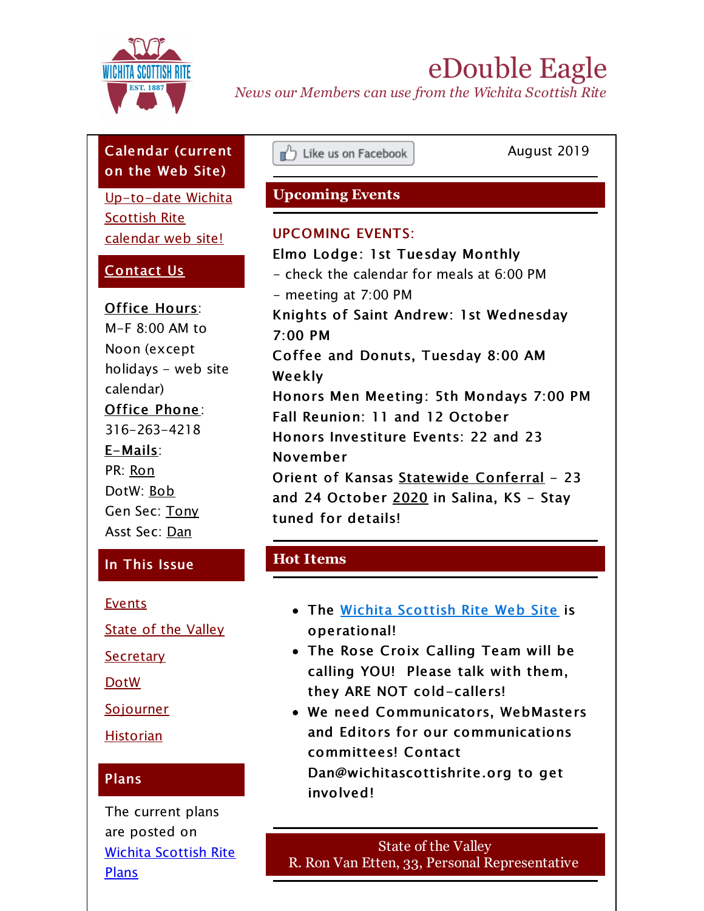# eDouble Eagle

*News our Members can use from the Wichita Scottish Rite*

Like us on Facebook

August 2019

## Upcoming Events

UPCOMING EVENTS:

**Elmo Lodge: 1st Tuesday Monthly**
- check the calendar for meals at 6:00 PM
- meeting at 7:00 PM

**Knights of Saint Andrew: 1st Wednesday 7:00 PM**

**Coffee and Donuts, Tuesday 8:00 AM Weekly**

**Honors Men Meeting: 5th Mondays 7:00 PM**

**Fall Reunion: 11 and 12 October**

**Honors Investiture Events: 22 and 23 November**

**Orient of Kansas Statewide Conferral - 23 and 24 October 2020 in Salina, KS - Stay tuned for details!**

## Hot Items

- The Wichita Scottish Rite Web Site is operational!
- The Rose Croix Calling Team will be calling YOU! Please talk with them, they ARE NOT cold-callers!
- We need Communicators, WebMasters and Editors for our communications committees! Contact Dan@wichitascottishrite.org to get involved!

## State of the Valley
R. Ron Van Etten, 33, Personal Representative

## Calendar (current on the Web Site)

Up-to-date Wichita Scottish Rite calendar web site!

## Contact Us

**Office Hours**: M-F 8:00 AM to Noon (except holidays - web site calendar)

**Office Phone**: 316-263-4218

**E-Mails**:
PR: Ron
DotW: Bob
Gen Sec: Tony
Asst Sec: Dan

## In This Issue

Events

State of the Valley

Secretary

DotW

Sojourner

Historian

## Plans

The current plans are posted on Wichita Scottish Rite Plans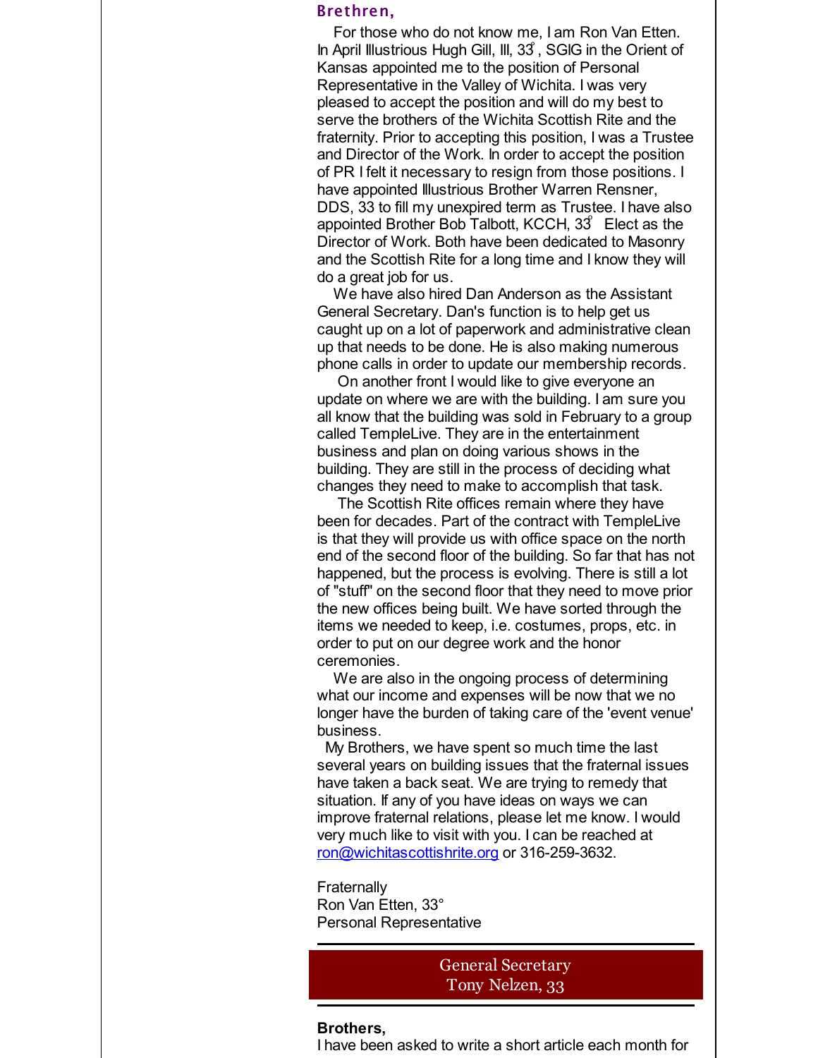## Brethren,

For those who do not know me, I am Ron Van Etten. In April Illustrious Hugh Gill, III, 33°, SGIG in the Orient of Kansas appointed me to the position of Personal Representative in the Valley of Wichita. I was very pleased to accept the position and will do my best to serve the brothers of the Wichita Scottish Rite and the fraternity. Prior to accepting this position, I was a Trustee and Director of the Work. In order to accept the position of PR I felt it necessary to resign from those positions. I have appointed Illustrious Brother Warren Rensner, DDS, 33 to fill my unexpired term as Trustee. I have also appointed Brother Bob Talbott, KCCH, 33° Elect as the Director of Work. Both have been dedicated to Masonry and the Scottish Rite for a long time and I know they will do a great job for us.

We have also hired Dan Anderson as the Assistant General Secretary. Dan's function is to help get us caught up on a lot of paperwork and administrative clean up that needs to be done. He is also making numerous phone calls in order to update our membership records.

On another front I would like to give everyone an update on where we are with the building. I am sure you all know that the building was sold in February to a group called TempleLive. They are in the entertainment business and plan on doing various shows in the building. They are still in the process of deciding what changes they need to make to accomplish that task.

The Scottish Rite offices remain where they have been for decades. Part of the contract with TempleLive is that they will provide us with office space on the north end of the second floor of the building. So far that has not happened, but the process is evolving. There is still a lot of "stuff" on the second floor that they need to move prior the new offices being built. We have sorted through the items we needed to keep, i.e. costumes, props, etc. in order to put on our degree work and the honor ceremonies.

We are also in the ongoing process of determining what our income and expenses will be now that we no longer have the burden of taking care of the 'event venue' business.

My Brothers, we have spent so much time the last several years on building issues that the fraternal issues have taken a back seat. We are trying to remedy that situation. If any of you have ideas on ways we can improve fraternal relations, please let me know. I would very much like to visit with you. I can be reached at ron@wichitascottishrite.org or 316-259-3632.

Fraternally
Ron Van Etten, 33°
Personal Representative

---

## General Secretary
## Tony Nelzen, 33

---

**Brothers,**

I have been asked to write a short article each month for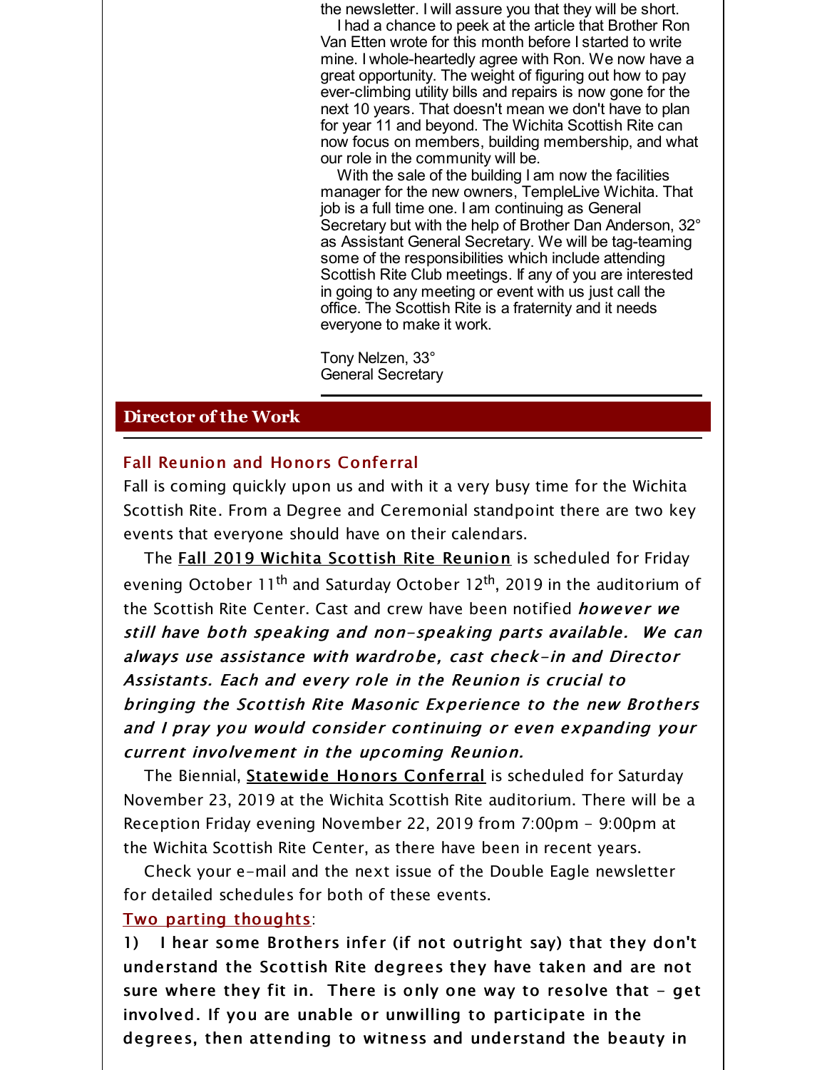the newsletter. I will assure you that they will be short.

I had a chance to peek at the article that Brother Ron Van Etten wrote for this month before I started to write mine. I whole-heartedly agree with Ron. We now have a great opportunity. The weight of figuring out how to pay ever-climbing utility bills and repairs is now gone for the next 10 years. That doesn't mean we don't have to plan for year 11 and beyond. The Wichita Scottish Rite can now focus on members, building membership, and what our role in the community will be.

With the sale of the building I am now the facilities manager for the new owners, TempleLive Wichita. That job is a full time one. I am continuing as General Secretary but with the help of Brother Dan Anderson, 32° as Assistant General Secretary. We will be tag-teaming some of the responsibilities which include attending Scottish Rite Club meetings. If any of you are interested in going to any meeting or event with us just call the office. The Scottish Rite is a fraternity and it needs everyone to make it work.

Tony Nelzen, 33°
General Secretary

## Director of the Work

### Fall Reunion and Honors Conferral

Fall is coming quickly upon us and with it a very busy time for the Wichita Scottish Rite. From a Degree and Ceremonial standpoint there are two key events that everyone should have on their calendars.

The **Fall 2019 Wichita Scottish Rite Reunion** is scheduled for Friday evening October 11th and Saturday October 12th, 2019 in the auditorium of the Scottish Rite Center. Cast and crew have been notified ***however we still have both speaking and non-speaking parts available. We can always use assistance with wardrobe, cast check-in and Director Assistants. Each and every role in the Reunion is crucial to bringing the Scottish Rite Masonic Experience to the new Brothers and I pray you would consider continuing or even expanding your current involvement in the upcoming Reunion.***

The Biennial, **Statewide Honors Conferral** is scheduled for Saturday November 23, 2019 at the Wichita Scottish Rite auditorium. There will be a Reception Friday evening November 22, 2019 from 7:00pm - 9:00pm at the Wichita Scottish Rite Center, as there have been in recent years.

Check your e-mail and the next issue of the Double Eagle newsletter for detailed schedules for both of these events.

Two parting thoughts:

**1) I hear some Brothers infer (if not outright say) that they don't understand the Scottish Rite degrees they have taken and are not sure where they fit in. There is only one way to resolve that - get involved. If you are unable or unwilling to participate in the degrees, then attending to witness and understand the beauty in**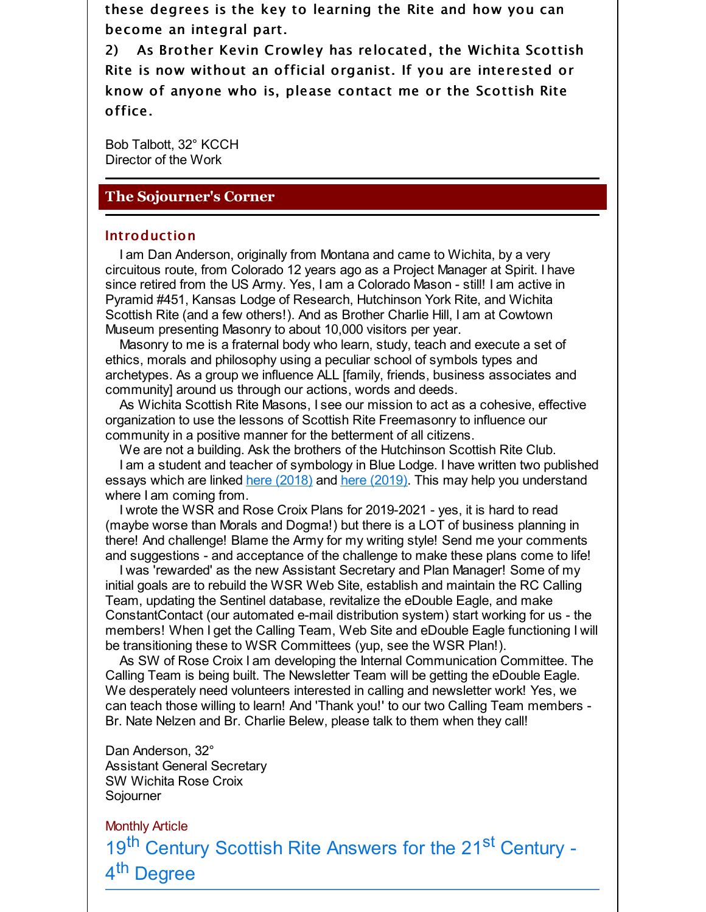these degrees is the key to learning the Rite and how you can become an integral part.

2) As Brother Kevin Crowley has relocated, the Wichita Scottish Rite is now without an official organist. If you are interested or know of anyone who is, please contact me or the Scottish Rite office.

Bob Talbott, 32° KCCH
Director of the Work

## The Sojourner's Corner

### Introduction

I am Dan Anderson, originally from Montana and came to Wichita, by a very circuitous route, from Colorado 12 years ago as a Project Manager at Spirit. I have since retired from the US Army. Yes, I am a Colorado Mason - still! I am active in Pyramid #451, Kansas Lodge of Research, Hutchinson York Rite, and Wichita Scottish Rite (and a few others!). And as Brother Charlie Hill, I am at Cowtown Museum presenting Masonry to about 10,000 visitors per year.

Masonry to me is a fraternal body who learn, study, teach and execute a set of ethics, morals and philosophy using a peculiar school of symbols types and archetypes. As a group we influence ALL [family, friends, business associates and community] around us through our actions, words and deeds.

As Wichita Scottish Rite Masons, I see our mission to act as a cohesive, effective organization to use the lessons of Scottish Rite Freemasonry to influence our community in a positive manner for the betterment of all citizens.

We are not a building. Ask the brothers of the Hutchinson Scottish Rite Club.

I am a student and teacher of symbology in Blue Lodge. I have written two published essays which are linked here (2018) and here (2019). This may help you understand where I am coming from.

I wrote the WSR and Rose Croix Plans for 2019-2021 - yes, it is hard to read (maybe worse than Morals and Dogma!) but there is a LOT of business planning in there! And challenge! Blame the Army for my writing style! Send me your comments and suggestions - and acceptance of the challenge to make these plans come to life!

I was 'rewarded' as the new Assistant Secretary and Plan Manager! Some of my initial goals are to rebuild the WSR Web Site, establish and maintain the RC Calling Team, updating the Sentinel database, revitalize the eDouble Eagle, and make ConstantContact (our automated e-mail distribution system) start working for us - the members! When I get the Calling Team, Web Site and eDouble Eagle functioning I will be transitioning these to WSR Committees (yup, see the WSR Plan!).

As SW of Rose Croix I am developing the Internal Communication Committee. The Calling Team is being built. The Newsletter Team will be getting the eDouble Eagle. We desperately need volunteers interested in calling and newsletter work! Yes, we can teach those willing to learn! And 'Thank you!' to our two Calling Team members - Br. Nate Nelzen and Br. Charlie Belew, please talk to them when they call!

Dan Anderson, 32°
Assistant General Secretary
SW Wichita Rose Croix
Sojourner

Monthly Article

### 19th Century Scottish Rite Answers for the 21st Century - 4th Degree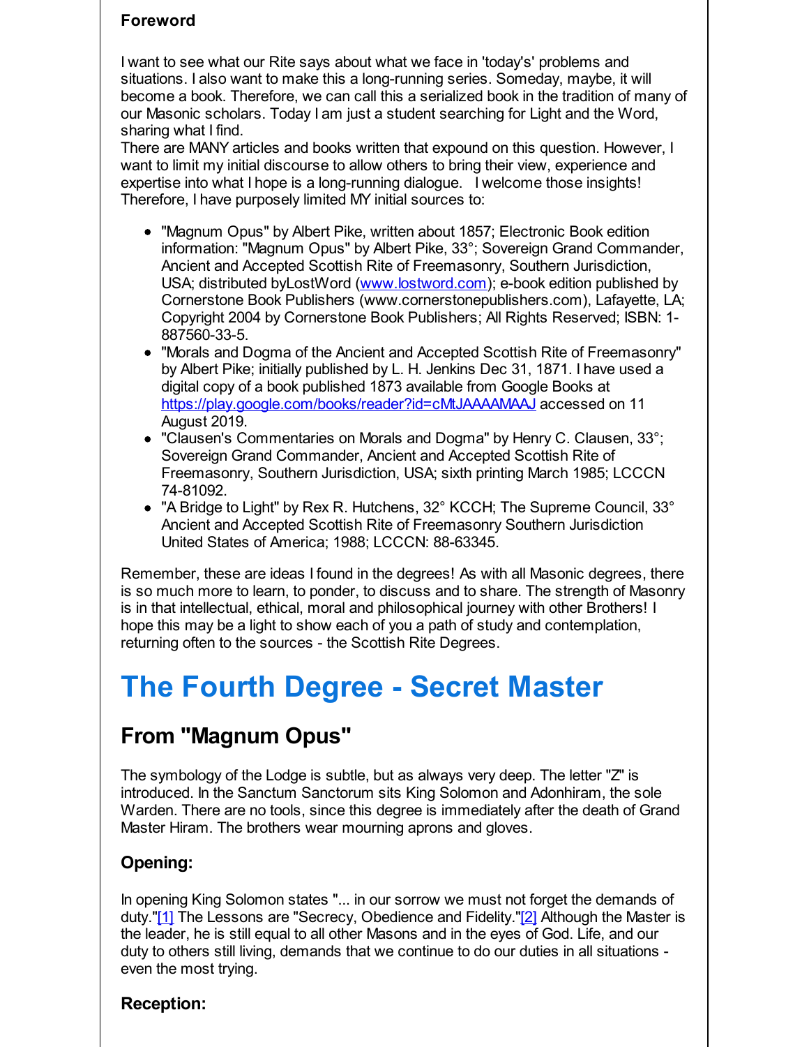**Foreword**

I want to see what our Rite says about what we face in 'today's' problems and situations. I also want to make this a long-running series. Someday, maybe, it will become a book. Therefore, we can call this a serialized book in the tradition of many of our Masonic scholars. Today I am just a student searching for Light and the Word, sharing what I find.
There are MANY articles and books written that expound on this question. However, I want to limit my initial discourse to allow others to bring their view, experience and expertise into what I hope is a long-running dialogue. I welcome those insights! Therefore, I have purposely limited MY initial sources to:

- "Magnum Opus" by Albert Pike, written about 1857; Electronic Book edition information: "Magnum Opus" by Albert Pike, 33°; Sovereign Grand Commander, Ancient and Accepted Scottish Rite of Freemasonry, Southern Jurisdiction, USA; distributed byLostWord (www.lostword.com); e-book edition published by Cornerstone Book Publishers (www.cornerstonepublishers.com), Lafayette, LA; Copyright 2004 by Cornerstone Book Publishers; All Rights Reserved; ISBN: 1-887560-33-5.
- "Morals and Dogma of the Ancient and Accepted Scottish Rite of Freemasonry" by Albert Pike; initially published by L. H. Jenkins Dec 31, 1871. I have used a digital copy of a book published 1873 available from Google Books at https://play.google.com/books/reader?id=cMtJAAAAMAAJ accessed on 11 August 2019.
- "Clausen's Commentaries on Morals and Dogma" by Henry C. Clausen, 33°; Sovereign Grand Commander, Ancient and Accepted Scottish Rite of Freemasonry, Southern Jurisdiction, USA; sixth printing March 1985; LCCCN 74-81092.
- "A Bridge to Light" by Rex R. Hutchens, 32° KCCH; The Supreme Council, 33° Ancient and Accepted Scottish Rite of Freemasonry Southern Jurisdiction United States of America; 1988; LCCCN: 88-63345.

Remember, these are ideas I found in the degrees! As with all Masonic degrees, there is so much more to learn, to ponder, to discuss and to share. The strength of Masonry is in that intellectual, ethical, moral and philosophical journey with other Brothers! I hope this may be a light to show each of you a path of study and contemplation, returning often to the sources - the Scottish Rite Degrees.

# The Fourth Degree - Secret Master

## From "Magnum Opus"

The symbology of the Lodge is subtle, but as always very deep. The letter "Z" is introduced. In the Sanctum Sanctorum sits King Solomon and Adonhiram, the sole Warden. There are no tools, since this degree is immediately after the death of Grand Master Hiram. The brothers wear mourning aprons and gloves.

### Opening:

In opening King Solomon states "... in our sorrow we must not forget the demands of duty."[1] The Lessons are "Secrecy, Obedience and Fidelity."[2] Although the Master is the leader, he is still equal to all other Masons and in the eyes of God. Life, and our duty to others still living, demands that we continue to do our duties in all situations - even the most trying.

### Reception: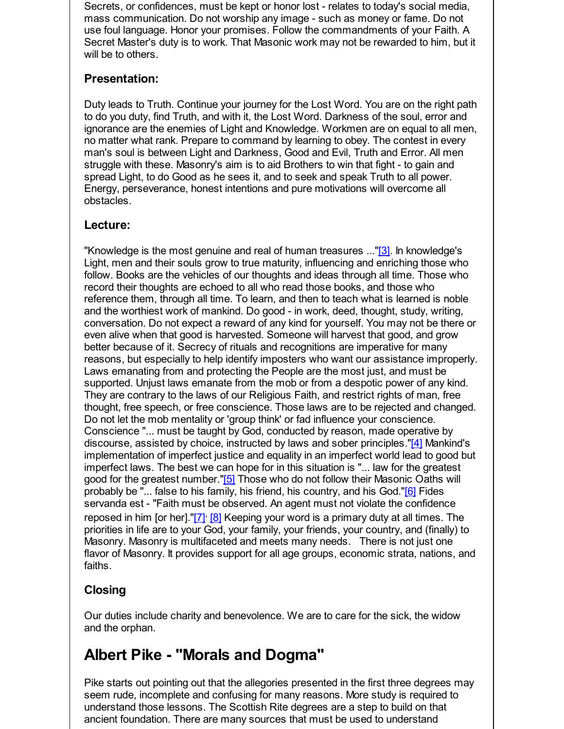Secrets, or confidences, must be kept or honor lost - relates to today's social media, mass communication. Do not worship any image - such as money or fame. Do not use foul language. Honor your promises. Follow the commandments of your Faith. A Secret Master's duty is to work. That Masonic work may not be rewarded to him, but it will be to others.

### Presentation:

Duty leads to Truth. Continue your journey for the Lost Word. You are on the right path to do you duty, find Truth, and with it, the Lost Word. Darkness of the soul, error and ignorance are the enemies of Light and Knowledge. Workmen are on equal to all men, no matter what rank. Prepare to command by learning to obey. The contest in every man's soul is between Light and Darkness, Good and Evil, Truth and Error. All men struggle with these. Masonry's aim is to aid Brothers to win that fight - to gain and spread Light, to do Good as he sees it, and to seek and speak Truth to all power. Energy, perseverance, honest intentions and pure motivations will overcome all obstacles.

### Lecture:

"Knowledge is the most genuine and real of human treasures ..."[3]. In knowledge's Light, men and their souls grow to true maturity, influencing and enriching those who follow. Books are the vehicles of our thoughts and ideas through all time. Those who record their thoughts are echoed to all who read those books, and those who reference them, through all time. To learn, and then to teach what is learned is noble and the worthiest work of mankind. Do good - in work, deed, thought, study, writing, conversation. Do not expect a reward of any kind for yourself. You may not be there or even alive when that good is harvested. Someone will harvest that good, and grow better because of it. Secrecy of rituals and recognitions are imperative for many reasons, but especially to help identify imposters who want our assistance improperly. Laws emanating from and protecting the People are the most just, and must be supported. Unjust laws emanate from the mob or from a despotic power of any kind. They are contrary to the laws of our Religious Faith, and restrict rights of man, free thought, free speech, or free conscience. Those laws are to be rejected and changed. Do not let the mob mentality or 'group think' or fad influence your conscience. Conscience "... must be taught by God, conducted by reason, made operative by discourse, assisted by choice, instructed by laws and sober principles."[4] Mankind's implementation of imperfect justice and equality in an imperfect world lead to good but imperfect laws. The best we can hope for in this situation is "... law for the greatest good for the greatest number."[5] Those who do not follow their Masonic Oaths will probably be "... false to his family, his friend, his country, and his God."[6] Fides servanda est - "Faith must be observed. An agent must not violate the confidence reposed in him [or her]."[7], [8] Keeping your word is a primary duty at all times. The priorities in life are to your God, your family, your friends, your country, and (finally) to Masonry. Masonry is multifaceted and meets many needs. There is not just one flavor of Masonry. It provides support for all age groups, economic strata, nations, and faiths.

### Closing

Our duties include charity and benevolence. We are to care for the sick, the widow and the orphan.

## Albert Pike - "Morals and Dogma"

Pike starts out pointing out that the allegories presented in the first three degrees may seem rude, incomplete and confusing for many reasons. More study is required to understand those lessons. The Scottish Rite degrees are a step to build on that ancient foundation. There are many sources that must be used to understand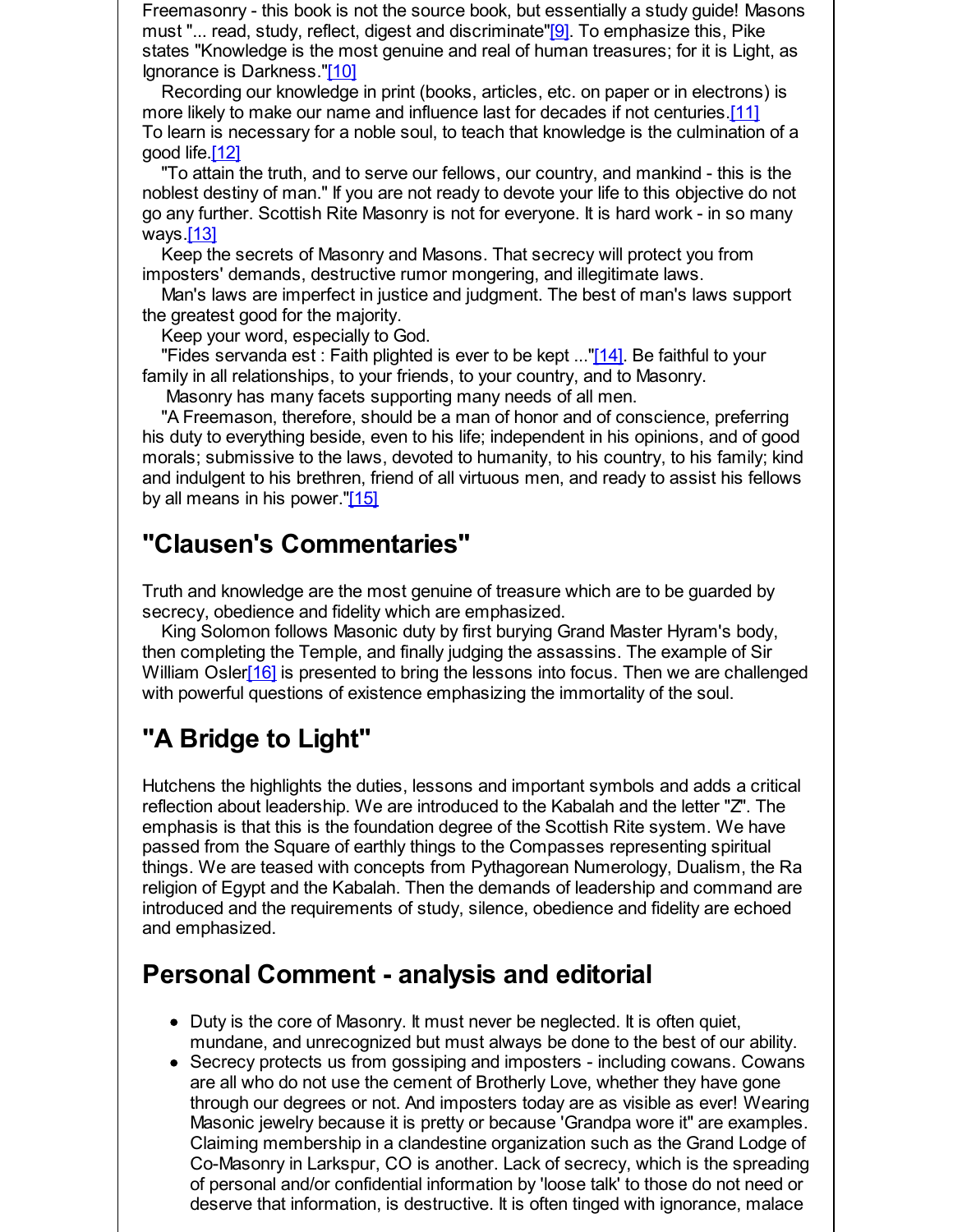Freemasonry - this book is not the source book, but essentially a study guide! Masons must "... read, study, reflect, digest and discriminate"[9]. To emphasize this, Pike states "Knowledge is the most genuine and real of human treasures; for it is Light, as Ignorance is Darkness."[10]

Recording our knowledge in print (books, articles, etc. on paper or in electrons) is more likely to make our name and influence last for decades if not centuries.[11] To learn is necessary for a noble soul, to teach that knowledge is the culmination of a good life.[12]

"To attain the truth, and to serve our fellows, our country, and mankind - this is the noblest destiny of man." If you are not ready to devote your life to this objective do not go any further. Scottish Rite Masonry is not for everyone. It is hard work - in so many ways.[13]

Keep the secrets of Masonry and Masons. That secrecy will protect you from imposters' demands, destructive rumor mongering, and illegitimate laws.

Man's laws are imperfect in justice and judgment. The best of man's laws support the greatest good for the majority.

Keep your word, especially to God.

"Fides servanda est : Faith plighted is ever to be kept ..."[14]. Be faithful to your family in all relationships, to your friends, to your country, and to Masonry.

Masonry has many facets supporting many needs of all men.

"A Freemason, therefore, should be a man of honor and of conscience, preferring his duty to everything beside, even to his life; independent in his opinions, and of good morals; submissive to the laws, devoted to humanity, to his country, to his family; kind and indulgent to his brethren, friend of all virtuous men, and ready to assist his fellows by all means in his power."[15]

## "Clausen's Commentaries"

Truth and knowledge are the most genuine of treasure which are to be guarded by secrecy, obedience and fidelity which are emphasized.

King Solomon follows Masonic duty by first burying Grand Master Hyram's body, then completing the Temple, and finally judging the assassins. The example of Sir William Osler[16] is presented to bring the lessons into focus. Then we are challenged with powerful questions of existence emphasizing the immortality of the soul.

## "A Bridge to Light"

Hutchens the highlights the duties, lessons and important symbols and adds a critical reflection about leadership. We are introduced to the Kabalah and the letter "Z". The emphasis is that this is the foundation degree of the Scottish Rite system. We have passed from the Square of earthly things to the Compasses representing spiritual things. We are teased with concepts from Pythagorean Numerology, Dualism, the Ra religion of Egypt and the Kabalah. Then the demands of leadership and command are introduced and the requirements of study, silence, obedience and fidelity are echoed and emphasized.

## Personal Comment - analysis and editorial

- Duty is the core of Masonry. It must never be neglected. It is often quiet, mundane, and unrecognized but must always be done to the best of our ability.
- Secrecy protects us from gossiping and imposters - including cowans. Cowans are all who do not use the cement of Brotherly Love, whether they have gone through our degrees or not. And imposters today are as visible as ever! Wearing Masonic jewelry because it is pretty or because 'Grandpa wore it" are examples. Claiming membership in a clandestine organization such as the Grand Lodge of Co-Masonry in Larkspur, CO is another. Lack of secrecy, which is the spreading of personal and/or confidential information by 'loose talk' to those do not need or deserve that information, is destructive. It is often tinged with ignorance, malace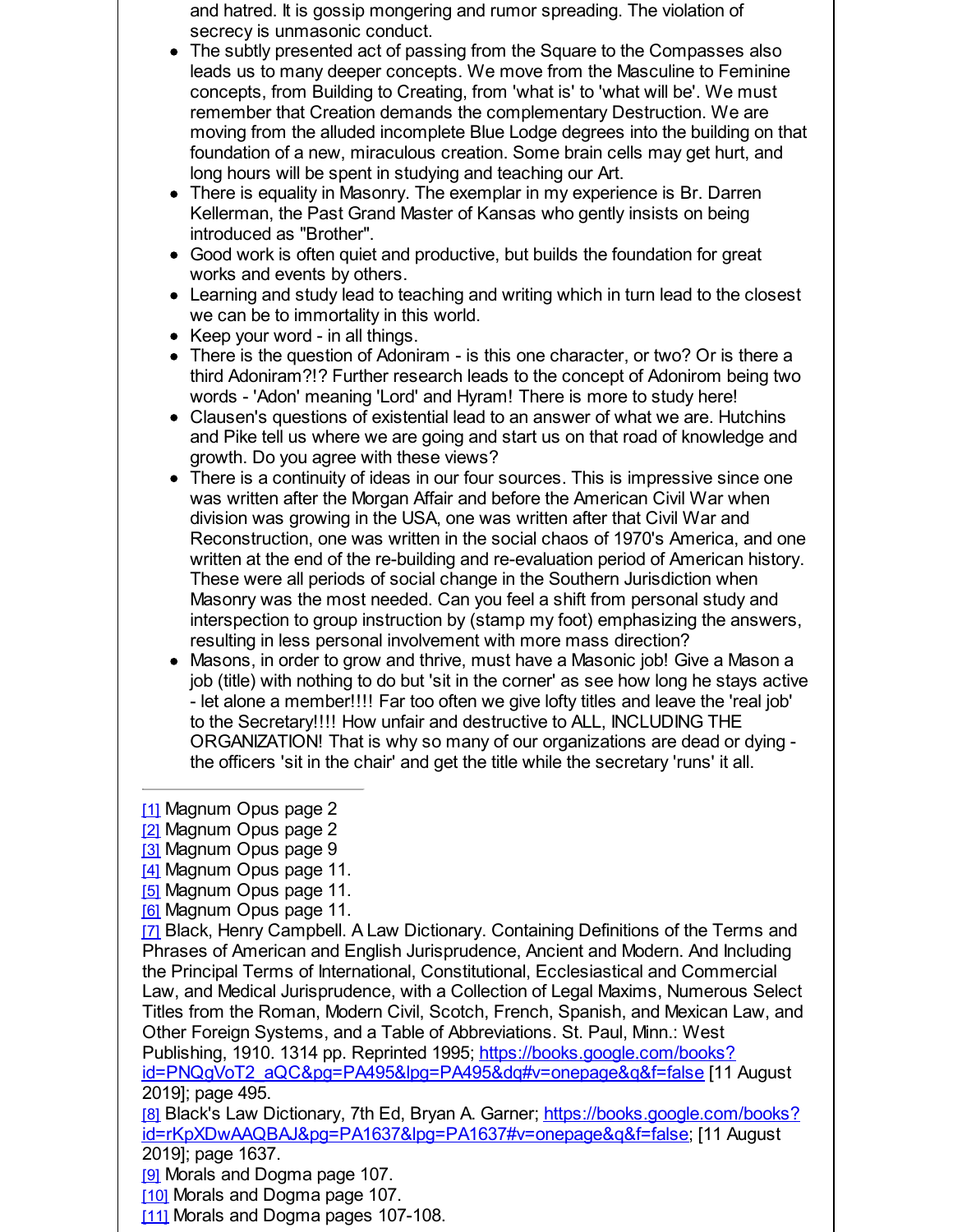and hatred. It is gossip mongering and rumor spreading. The violation of secrecy is unmasonic conduct.

- The subtly presented act of passing from the Square to the Compasses also leads us to many deeper concepts. We move from the Masculine to Feminine concepts, from Building to Creating, from 'what is' to 'what will be'. We must remember that Creation demands the complementary Destruction. We are moving from the alluded incomplete Blue Lodge degrees into the building on that foundation of a new, miraculous creation. Some brain cells may get hurt, and long hours will be spent in studying and teaching our Art.
- There is equality in Masonry. The exemplar in my experience is Br. Darren Kellerman, the Past Grand Master of Kansas who gently insists on being introduced as "Brother".
- Good work is often quiet and productive, but builds the foundation for great works and events by others.
- Learning and study lead to teaching and writing which in turn lead to the closest we can be to immortality in this world.
- Keep your word - in all things.
- There is the question of Adoniram - is this one character, or two? Or is there a third Adoniram?!? Further research leads to the concept of Adonirom being two words - 'Adon' meaning 'Lord' and Hyram! There is more to study here!
- Clausen's questions of existential lead to an answer of what we are. Hutchins and Pike tell us where we are going and start us on that road of knowledge and growth. Do you agree with these views?
- There is a continuity of ideas in our four sources. This is impressive since one was written after the Morgan Affair and before the American Civil War when division was growing in the USA, one was written after that Civil War and Reconstruction, one was written in the social chaos of 1970's America, and one written at the end of the re-building and re-evaluation period of American history. These were all periods of social change in the Southern Jurisdiction when Masonry was the most needed. Can you feel a shift from personal study and interspection to group instruction by (stamp my foot) emphasizing the answers, resulting in less personal involvement with more mass direction?
- Masons, in order to grow and thrive, must have a Masonic job! Give a Mason a job (title) with nothing to do but 'sit in the corner' as see how long he stays active - let alone a member!!!! Far too often we give lofty titles and leave the 'real job' to the Secretary!!!! How unfair and destructive to ALL, INCLUDING THE ORGANIZATION! That is why so many of our organizations are dead or dying - the officers 'sit in the chair' and get the title while the secretary 'runs' it all.

---

[1] Magnum Opus page 2
[2] Magnum Opus page 2
[3] Magnum Opus page 9
[4] Magnum Opus page 11.
[5] Magnum Opus page 11.
[6] Magnum Opus page 11.
[7] Black, Henry Campbell. A Law Dictionary. Containing Definitions of the Terms and Phrases of American and English Jurisprudence, Ancient and Modern. And Including the Principal Terms of International, Constitutional, Ecclesiastical and Commercial Law, and Medical Jurisprudence, with a Collection of Legal Maxims, Numerous Select Titles from the Roman, Modern Civil, Scotch, French, Spanish, and Mexican Law, and Other Foreign Systems, and a Table of Abbreviations. St. Paul, Minn.: West Publishing, 1910. 1314 pp. Reprinted 1995; https://books.google.com/books?id=PNQgVoT2_aQC&pg=PA495&lpg=PA495&dq#v=onepage&q&f=false [11 August 2019]; page 495.
[8] Black's Law Dictionary, 7th Ed, Bryan A. Garner; https://books.google.com/books?id=rKpXDwAAQBAJ&pg=PA1637&lpg=PA1637#v=onepage&q&f=false; [11 August 2019]; page 1637.
[9] Morals and Dogma page 107.
[10] Morals and Dogma page 107.
[11] Morals and Dogma pages 107-108.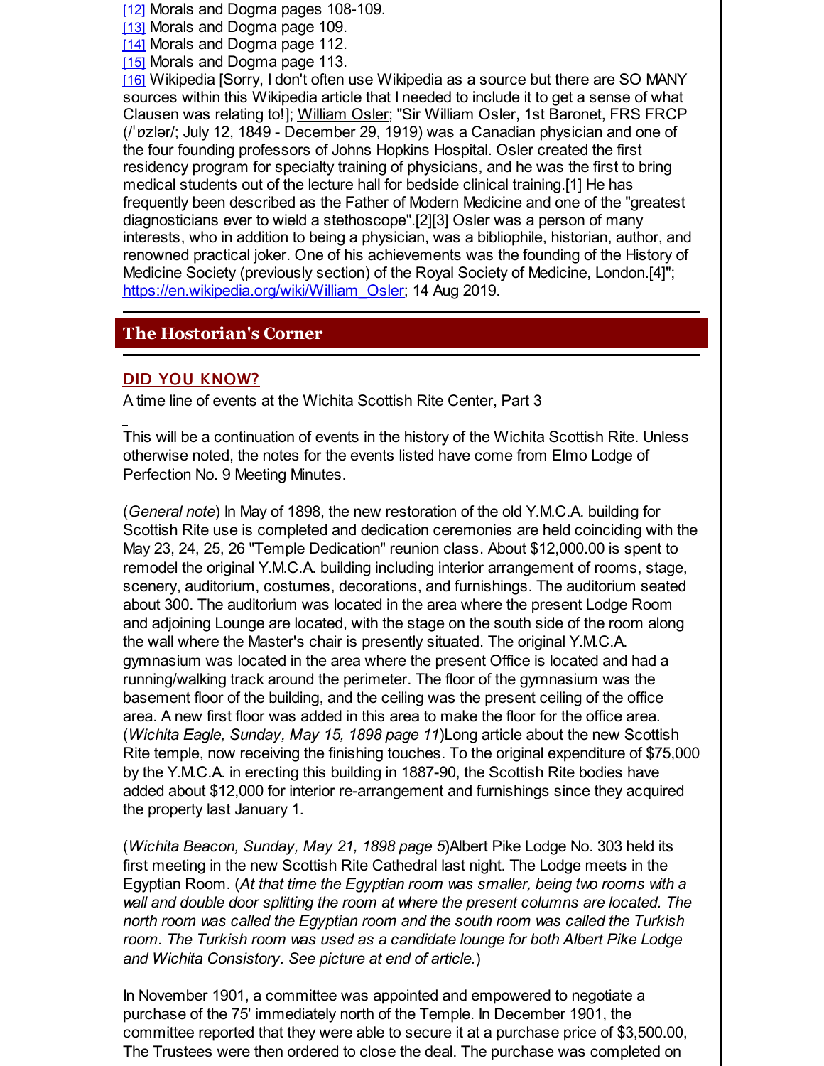[12] Morals and Dogma pages 108-109.
[13] Morals and Dogma page 109.
[14] Morals and Dogma page 112.
[15] Morals and Dogma page 113.
[16] Wikipedia [Sorry, I don't often use Wikipedia as a source but there are SO MANY sources within this Wikipedia article that I needed to include it to get a sense of what Clausen was relating to!]; William Osler; "Sir William Osler, 1st Baronet, FRS FRCP (/ˈɒzlər/; July 12, 1849 - December 29, 1919) was a Canadian physician and one of the four founding professors of Johns Hopkins Hospital. Osler created the first residency program for specialty training of physicians, and he was the first to bring medical students out of the lecture hall for bedside clinical training.[1] He has frequently been described as the Father of Modern Medicine and one of the "greatest diagnosticians ever to wield a stethoscope".[2][3] Osler was a person of many interests, who in addition to being a physician, was a bibliophile, historian, author, and renowned practical joker. One of his achievements was the founding of the History of Medicine Society (previously section) of the Royal Society of Medicine, London.[4]"; https://en.wikipedia.org/wiki/William_Osler; 14 Aug 2019.

## The Hostorian's Corner

### DID YOU KNOW?

A time line of events at the Wichita Scottish Rite Center, Part 3

This will be a continuation of events in the history of the Wichita Scottish Rite. Unless otherwise noted, the notes for the events listed have come from Elmo Lodge of Perfection No. 9 Meeting Minutes.

(*General note*) In May of 1898, the new restoration of the old Y.M.C.A. building for Scottish Rite use is completed and dedication ceremonies are held coinciding with the May 23, 24, 25, 26 "Temple Dedication" reunion class. About $12,000.00 is spent to remodel the original Y.M.C.A. building including interior arrangement of rooms, stage, scenery, auditorium, costumes, decorations, and furnishings. The auditorium seated about 300. The auditorium was located in the area where the present Lodge Room and adjoining Lounge are located, with the stage on the south side of the room along the wall where the Master's chair is presently situated. The original Y.M.C.A. gymnasium was located in the area where the present Office is located and had a running/walking track around the perimeter. The floor of the gymnasium was the basement floor of the building, and the ceiling was the present ceiling of the office area. A new first floor was added in this area to make the floor for the office area. (*Wichita Eagle, Sunday, May 15, 1898 page 11*)Long article about the new Scottish Rite temple, now receiving the finishing touches. To the original expenditure of $75,000 by the Y.M.C.A. in erecting this building in 1887-90, the Scottish Rite bodies have added about $12,000 for interior re-arrangement and furnishings since they acquired the property last January 1.

(*Wichita Beacon, Sunday, May 21, 1898 page 5*)Albert Pike Lodge No. 303 held its first meeting in the new Scottish Rite Cathedral last night. The Lodge meets in the Egyptian Room. (*At that time the Egyptian room was smaller, being two rooms with a wall and double door splitting the room at where the present columns are located. The north room was called the Egyptian room and the south room was called the Turkish room. The Turkish room was used as a candidate lounge for both Albert Pike Lodge and Wichita Consistory. See picture at end of article.*)

In November 1901, a committee was appointed and empowered to negotiate a purchase of the 75' immediately north of the Temple. In December 1901, the committee reported that they were able to secure it at a purchase price of $3,500.00, The Trustees were then ordered to close the deal. The purchase was completed on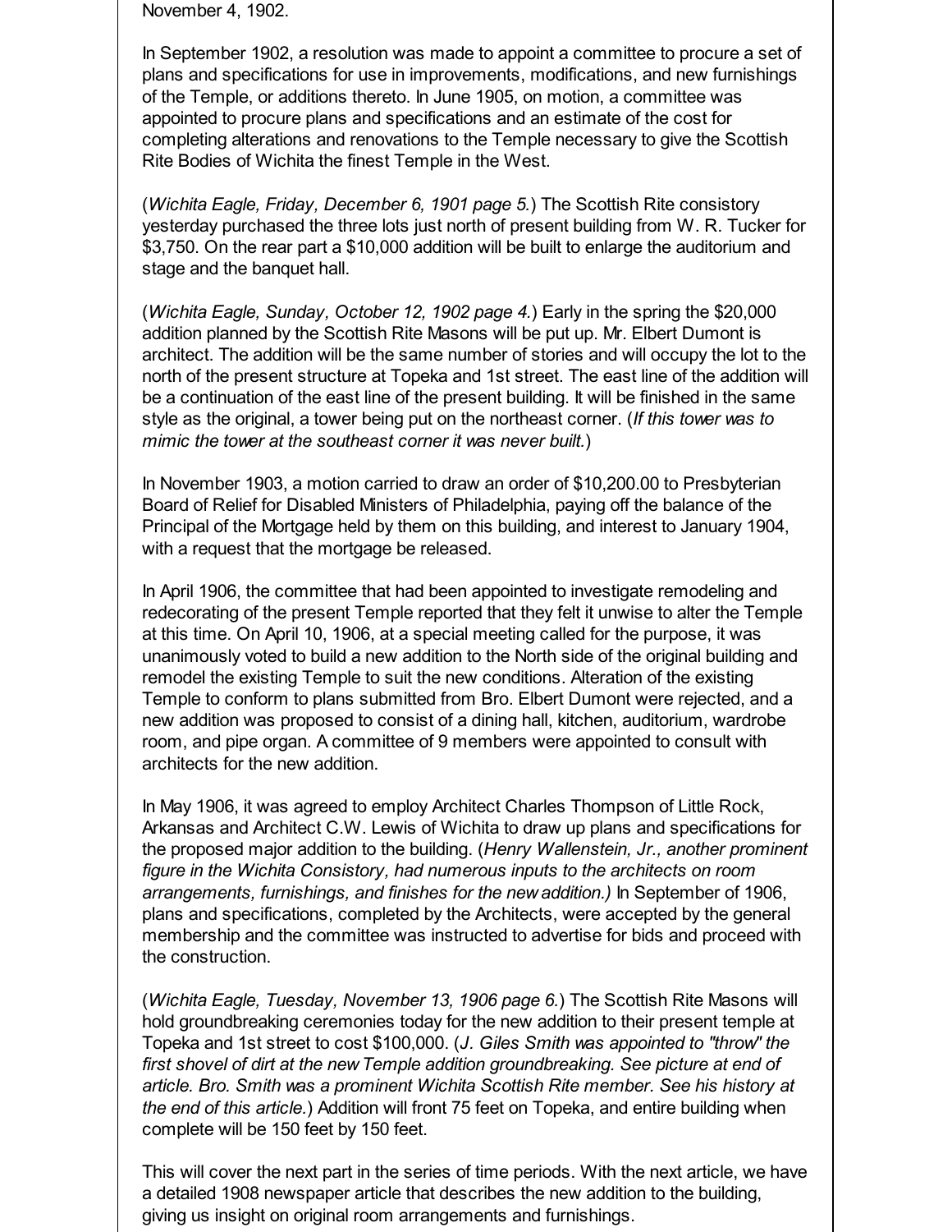November 4, 1902.

In September 1902, a resolution was made to appoint a committee to procure a set of plans and specifications for use in improvements, modifications, and new furnishings of the Temple, or additions thereto. In June 1905, on motion, a committee was appointed to procure plans and specifications and an estimate of the cost for completing alterations and renovations to the Temple necessary to give the Scottish Rite Bodies of Wichita the finest Temple in the West.

(*Wichita Eagle, Friday, December 6, 1901 page 5.*) The Scottish Rite consistory yesterday purchased the three lots just north of present building from W. R. Tucker for $3,750. On the rear part a $10,000 addition will be built to enlarge the auditorium and stage and the banquet hall.

(*Wichita Eagle, Sunday, October 12, 1902 page 4.*) Early in the spring the $20,000 addition planned by the Scottish Rite Masons will be put up. Mr. Elbert Dumont is architect. The addition will be the same number of stories and will occupy the lot to the north of the present structure at Topeka and 1st street. The east line of the addition will be a continuation of the east line of the present building. It will be finished in the same style as the original, a tower being put on the northeast corner. (*If this tower was to mimic the tower at the southeast corner it was never built.*)

In November 1903, a motion carried to draw an order of $10,200.00 to Presbyterian Board of Relief for Disabled Ministers of Philadelphia, paying off the balance of the Principal of the Mortgage held by them on this building, and interest to January 1904, with a request that the mortgage be released.

In April 1906, the committee that had been appointed to investigate remodeling and redecorating of the present Temple reported that they felt it unwise to alter the Temple at this time. On April 10, 1906, at a special meeting called for the purpose, it was unanimously voted to build a new addition to the North side of the original building and remodel the existing Temple to suit the new conditions. Alteration of the existing Temple to conform to plans submitted from Bro. Elbert Dumont were rejected, and a new addition was proposed to consist of a dining hall, kitchen, auditorium, wardrobe room, and pipe organ. A committee of 9 members were appointed to consult with architects for the new addition.

In May 1906, it was agreed to employ Architect Charles Thompson of Little Rock, Arkansas and Architect C.W. Lewis of Wichita to draw up plans and specifications for the proposed major addition to the building. (*Henry Wallenstein, Jr., another prominent figure in the Wichita Consistory, had numerous inputs to the architects on room arrangements, furnishings, and finishes for the new addition.*) In September of 1906, plans and specifications, completed by the Architects, were accepted by the general membership and the committee was instructed to advertise for bids and proceed with the construction.

(*Wichita Eagle, Tuesday, November 13, 1906 page 6.*) The Scottish Rite Masons will hold groundbreaking ceremonies today for the new addition to their present temple at Topeka and 1st street to cost $100,000. (*J. Giles Smith was appointed to "throw" the first shovel of dirt at the new Temple addition groundbreaking. See picture at end of article. Bro. Smith was a prominent Wichita Scottish Rite member. See his history at the end of this article.*) Addition will front 75 feet on Topeka, and entire building when complete will be 150 feet by 150 feet.

This will cover the next part in the series of time periods. With the next article, we have a detailed 1908 newspaper article that describes the new addition to the building, giving us insight on original room arrangements and furnishings.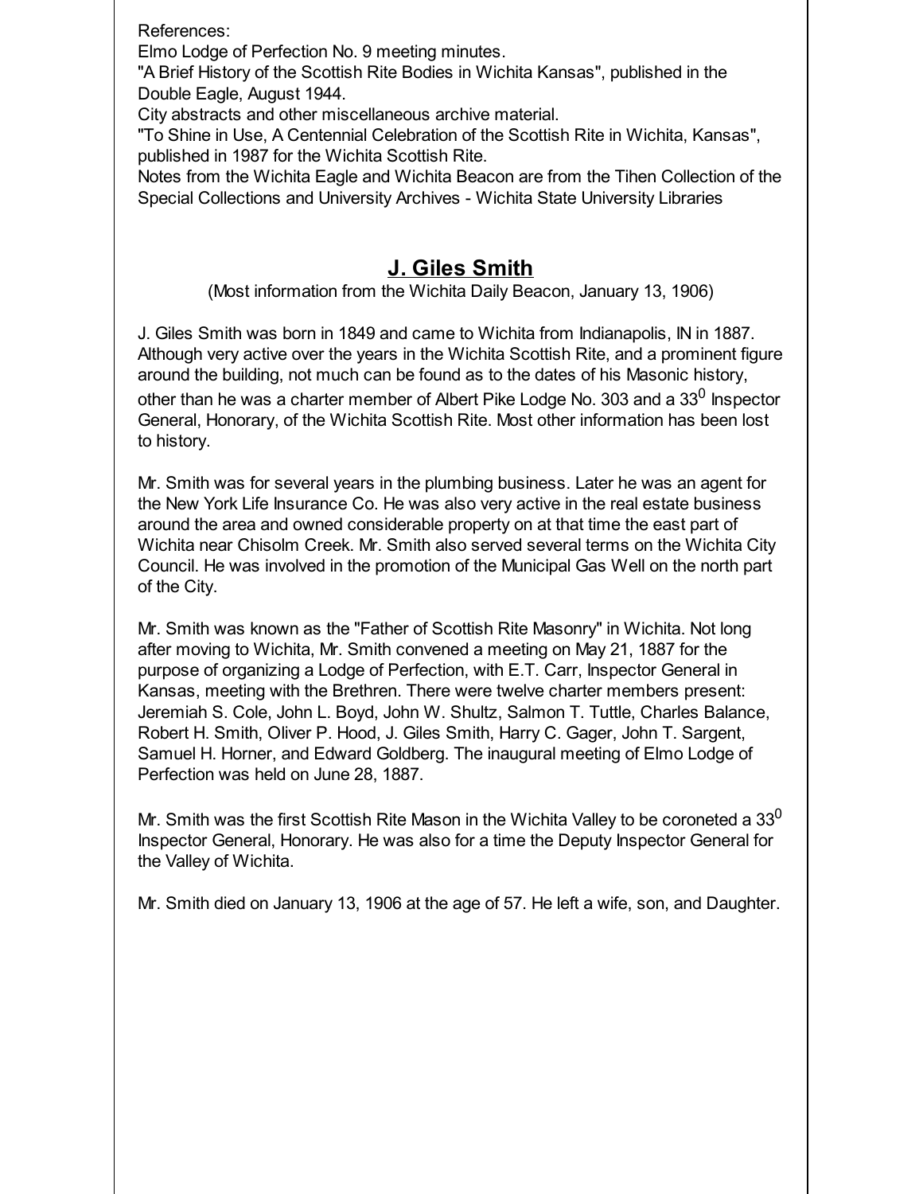References:
Elmo Lodge of Perfection No. 9 meeting minutes.
"A Brief History of the Scottish Rite Bodies in Wichita Kansas", published in the Double Eagle, August 1944.
City abstracts and other miscellaneous archive material.
"To Shine in Use, A Centennial Celebration of the Scottish Rite in Wichita, Kansas", published in 1987 for the Wichita Scottish Rite.
Notes from the Wichita Eagle and Wichita Beacon are from the Tihen Collection of the Special Collections and University Archives - Wichita State University Libraries

## J. Giles Smith

(Most information from the Wichita Daily Beacon, January 13, 1906)

J. Giles Smith was born in 1849 and came to Wichita from Indianapolis, IN in 1887. Although very active over the years in the Wichita Scottish Rite, and a prominent figure around the building, not much can be found as to the dates of his Masonic history, other than he was a charter member of Albert Pike Lodge No. 303 and a $33^0$ Inspector General, Honorary, of the Wichita Scottish Rite. Most other information has been lost to history.

Mr. Smith was for several years in the plumbing business. Later he was an agent for the New York Life Insurance Co. He was also very active in the real estate business around the area and owned considerable property on at that time the east part of Wichita near Chisolm Creek. Mr. Smith also served several terms on the Wichita City Council. He was involved in the promotion of the Municipal Gas Well on the north part of the City.

Mr. Smith was known as the "Father of Scottish Rite Masonry" in Wichita. Not long after moving to Wichita, Mr. Smith convened a meeting on May 21, 1887 for the purpose of organizing a Lodge of Perfection, with E.T. Carr, Inspector General in Kansas, meeting with the Brethren. There were twelve charter members present: Jeremiah S. Cole, John L. Boyd, John W. Shultz, Salmon T. Tuttle, Charles Balance, Robert H. Smith, Oliver P. Hood, J. Giles Smith, Harry C. Gager, John T. Sargent, Samuel H. Horner, and Edward Goldberg. The inaugural meeting of Elmo Lodge of Perfection was held on June 28, 1887.

Mr. Smith was the first Scottish Rite Mason in the Wichita Valley to be coroneted a $33^0$ Inspector General, Honorary. He was also for a time the Deputy Inspector General for the Valley of Wichita.

Mr. Smith died on January 13, 1906 at the age of 57. He left a wife, son, and Daughter.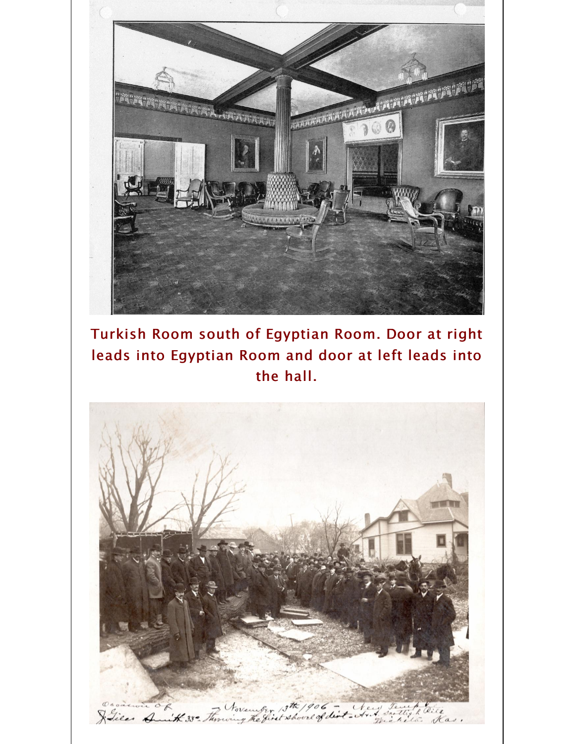Turkish Room south of Egyptian Room. Door at right leads into Egyptian Room and door at left leads into the hall.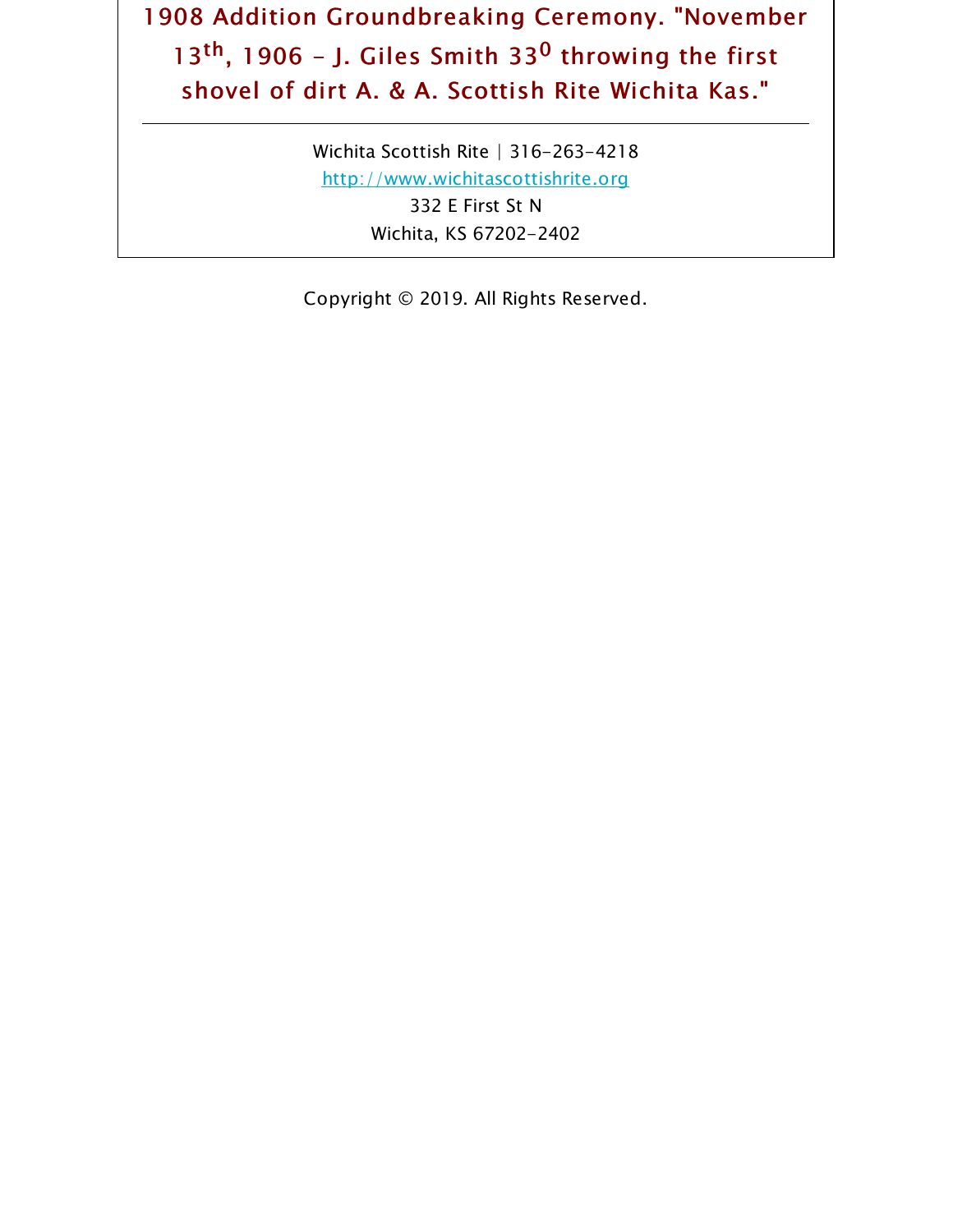1908 Addition Groundbreaking Ceremony. "November 13th, 1906 – J. Giles Smith 33$^0$ throwing the first shovel of dirt A. & A. Scottish Rite Wichita Kas."

---

Wichita Scottish Rite | 316-263-4218
http://www.wichitascottishrite.org
332 E First St N
Wichita, KS 67202-2402

Copyright © 2019. All Rights Reserved.